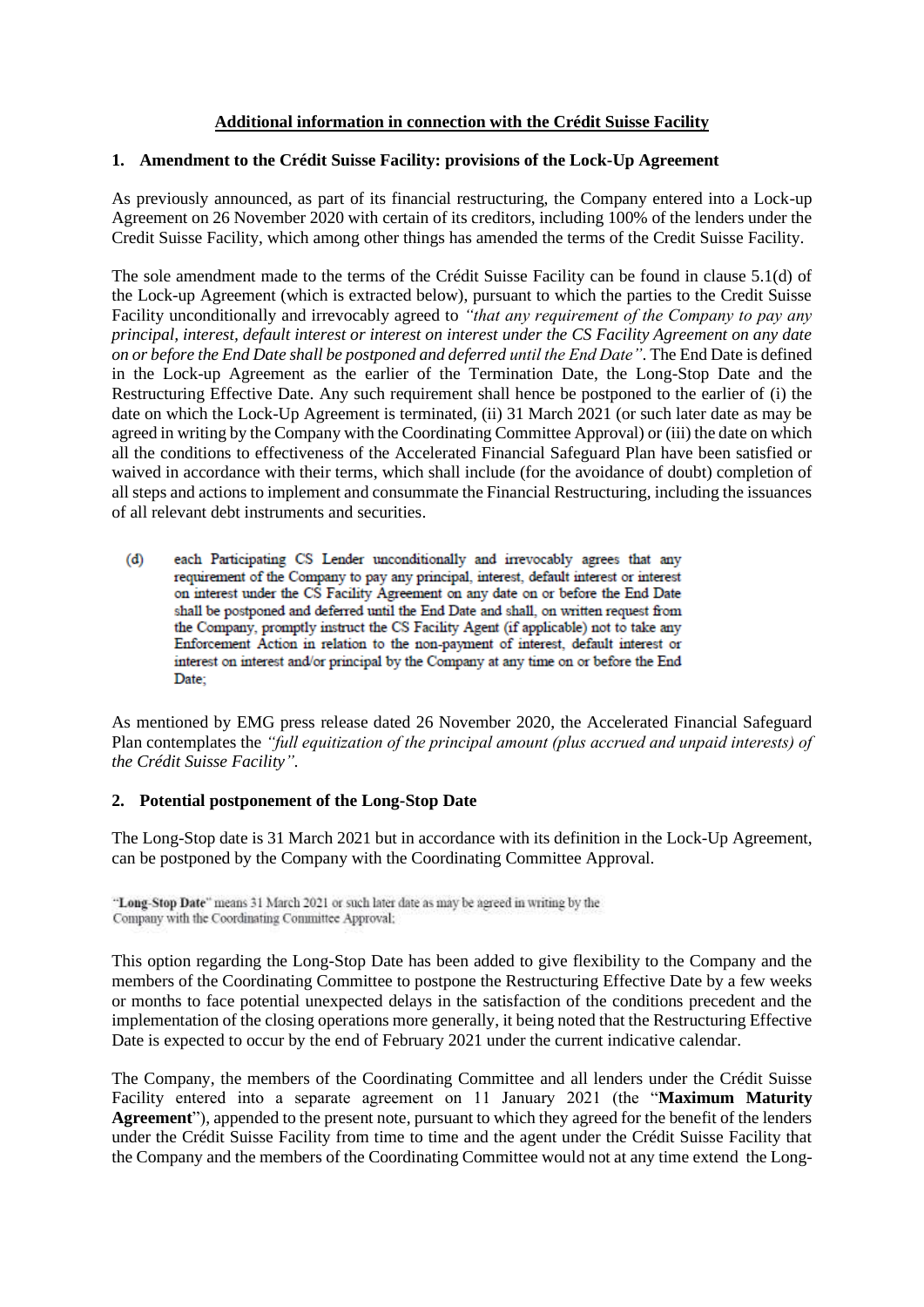**Additional information in connection with the Crédit Suisse Facility**

## 1. Amendment to the Crédit Suisse Facility: provisions of the Lock-Up Agreement

As previously announced, as part of its financial restructuring, the Company entered into a Lock-up Agreement on 26 November 2020 with certain of its creditors, including 100% of the lenders under the Credit Suisse Facility, which among other things has amended the terms of the Credit Suisse Facility.

The sole amendment made to the terms of the Crédit Suisse Facility can be found in clause 5.1(d) of the Lock-up Agreement (which is extracted below), pursuant to which the parties to the Credit Suisse Facility unconditionally and irrevocably agreed to *"that any requirement of the Company to pay any principal, interest, default interest or interest on interest under the CS Facility Agreement on any date on or before the End Date shall be postponed and deferred until the End Date"*. The End Date is defined in the Lock-up Agreement as the earlier of the Termination Date, the Long-Stop Date and the Restructuring Effective Date. Any such requirement shall hence be postponed to the earlier of (i) the date on which the Lock-Up Agreement is terminated, (ii) 31 March 2021 (or such later date as may be agreed in writing by the Company with the Coordinating Committee Approval) or (iii) the date on which all the conditions to effectiveness of the Accelerated Financial Safeguard Plan have been satisfied or waived in accordance with their terms, which shall include (for the avoidance of doubt) completion of all steps and actions to implement and consummate the Financial Restructuring, including the issuances of all relevant debt instruments and securities.

(d) each Participating CS Lender unconditionally and irrevocably agrees that any requirement of the Company to pay any principal, interest, default interest or interest on interest under the CS Facility Agreement on any date on or before the End Date shall be postponed and deferred until the End Date and shall, on written request from the Company, promptly instruct the CS Facility Agent (if applicable) not to take any Enforcement Action in relation to the non-payment of interest, default interest or interest on interest and/or principal by the Company at any time on or before the End Date;

As mentioned by EMG press release dated 26 November 2020, the Accelerated Financial Safeguard Plan contemplates the *"full equitization of the principal amount (plus accrued and unpaid interests) of the Crédit Suisse Facility"*.

## 2. Potential postponement of the Long-Stop Date

The Long-Stop date is 31 March 2021 but in accordance with its definition in the Lock-Up Agreement, can be postponed by the Company with the Coordinating Committee Approval.

"**Long-Stop Date**" means 31 March 2021 or such later date as may be agreed in writing by the Company with the Coordinating Committee Approval;

This option regarding the Long-Stop Date has been added to give flexibility to the Company and the members of the Coordinating Committee to postpone the Restructuring Effective Date by a few weeks or months to face potential unexpected delays in the satisfaction of the conditions precedent and the implementation of the closing operations more generally, it being noted that the Restructuring Effective Date is expected to occur by the end of February 2021 under the current indicative calendar.

The Company, the members of the Coordinating Committee and all lenders under the Crédit Suisse Facility entered into a separate agreement on 11 January 2021 (the "**Maximum Maturity Agreement**"), appended to the present note, pursuant to which they agreed for the benefit of the lenders under the Crédit Suisse Facility from time to time and the agent under the Crédit Suisse Facility that the Company and the members of the Coordinating Committee would not at any time extend the Long-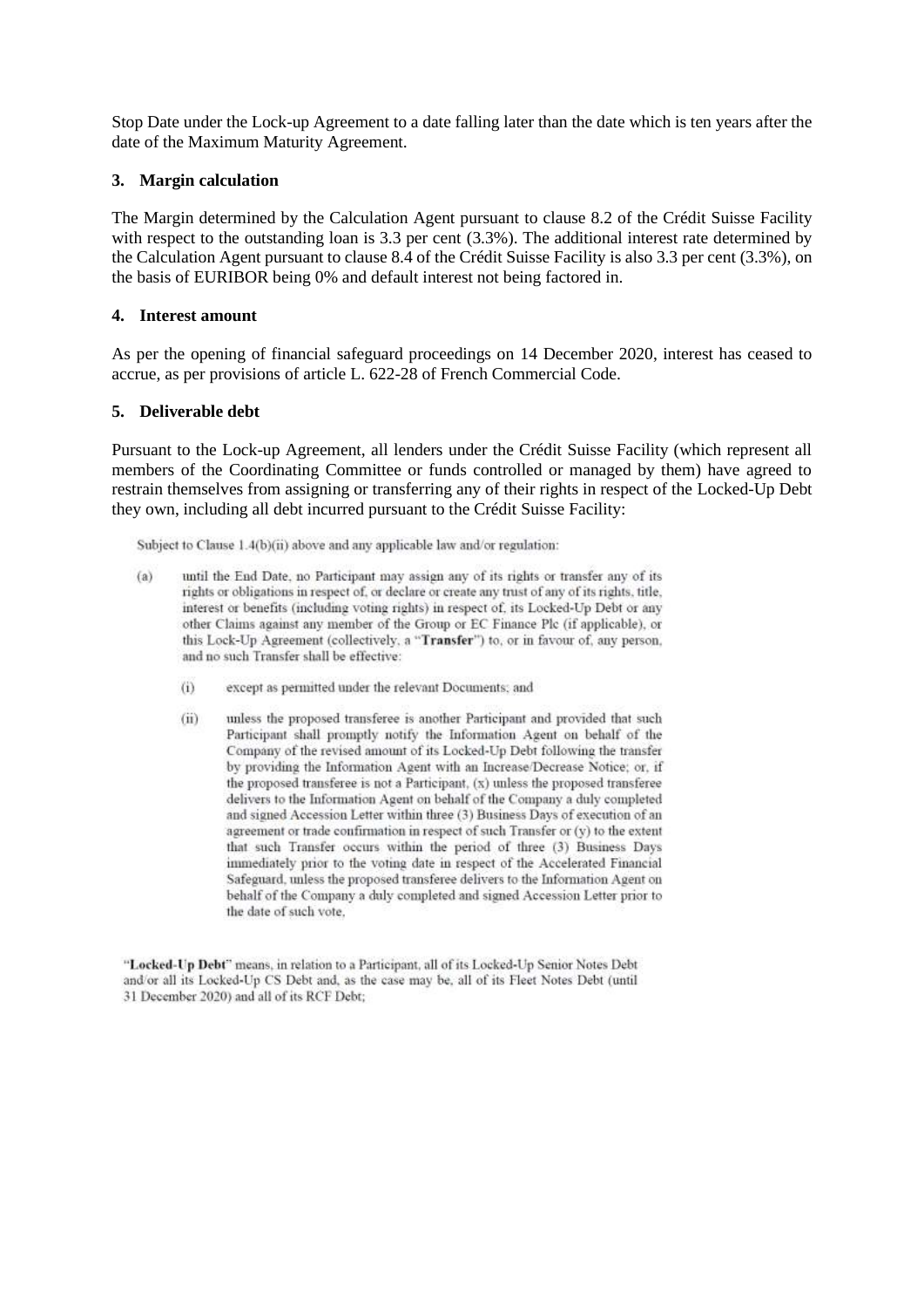Stop Date under the Lock-up Agreement to a date falling later than the date which is ten years after the date of the Maximum Maturity Agreement.

### 3. Margin calculation

The Margin determined by the Calculation Agent pursuant to clause 8.2 of the Crédit Suisse Facility with respect to the outstanding loan is 3.3 per cent (3.3%). The additional interest rate determined by the Calculation Agent pursuant to clause 8.4 of the Crédit Suisse Facility is also 3.3 per cent (3.3%), on the basis of EURIBOR being 0% and default interest not being factored in.

### 4. Interest amount

As per the opening of financial safeguard proceedings on 14 December 2020, interest has ceased to accrue, as per provisions of article L. 622-28 of French Commercial Code.

### 5. Deliverable debt

Pursuant to the Lock-up Agreement, all lenders under the Crédit Suisse Facility (which represent all members of the Coordinating Committee or funds controlled or managed by them) have agreed to restrain themselves from assigning or transferring any of their rights in respect of the Locked-Up Debt they own, including all debt incurred pursuant to the Crédit Suisse Facility:

> Subject to Clause 1.4(b)(ii) above and any applicable law and/or regulation:
>
> (a) until the End Date, no Participant may assign any of its rights or transfer any of its rights or obligations in respect of, or declare or create any trust of any of its rights, title, interest or benefits (including voting rights) in respect of, its Locked-Up Debt or any other Claims against any member of the Group or EC Finance Plc (if applicable), or this Lock-Up Agreement (collectively, a "**Transfer**") to, or in favour of, any person, and no such Transfer shall be effective:
>
> (i) except as permitted under the relevant Documents; and
>
> (ii) unless the proposed transferee is another Participant and provided that such Participant shall promptly notify the Information Agent on behalf of the Company of the revised amount of its Locked-Up Debt following the transfer by providing the Information Agent with an Increase/Decrease Notice; or, if the proposed transferee is not a Participant, (x) unless the proposed transferee delivers to the Information Agent on behalf of the Company a duly completed and signed Accession Letter within three (3) Business Days of execution of an agreement or trade confirmation in respect of such Transfer or (y) to the extent that such Transfer occurs within the period of three (3) Business Days immediately prior to the voting date in respect of the Accelerated Financial Safeguard, unless the proposed transferee delivers to the Information Agent on behalf of the Company a duly completed and signed Accession Letter prior to the date of such vote,

> "**Locked-Up Debt**" means, in relation to a Participant, all of its Locked-Up Senior Notes Debt and/or all its Locked-Up CS Debt and, as the case may be, all of its Fleet Notes Debt (until 31 December 2020) and all of its RCF Debt;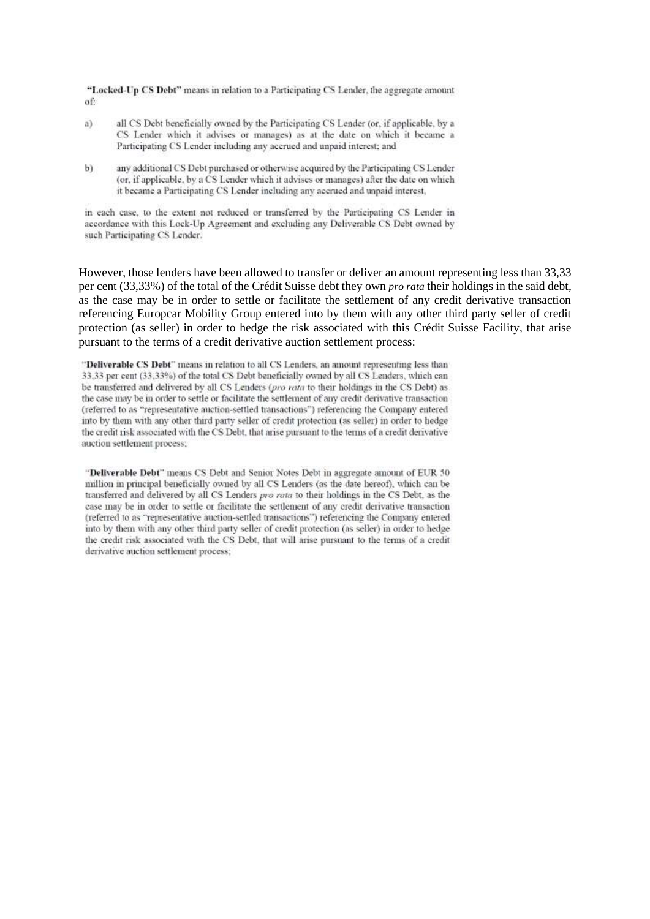"**Locked-Up CS Debt**" means in relation to a Participating CS Lender, the aggregate amount of:

a) all CS Debt beneficially owned by the Participating CS Lender (or, if applicable, by a CS Lender which it advises or manages) as at the date on which it became a Participating CS Lender including any accrued and unpaid interest; and

b) any additional CS Debt purchased or otherwise acquired by the Participating CS Lender (or, if applicable, by a CS Lender which it advises or manages) after the date on which it became a Participating CS Lender including any accrued and unpaid interest,

in each case, to the extent not reduced or transferred by the Participating CS Lender in accordance with this Lock-Up Agreement and excluding any Deliverable CS Debt owned by such Participating CS Lender.

However, those lenders have been allowed to transfer or deliver an amount representing less than 33,33 per cent (33,33%) of the total of the Crédit Suisse debt they own *pro rata* their holdings in the said debt, as the case may be in order to settle or facilitate the settlement of any credit derivative transaction referencing Europcar Mobility Group entered into by them with any other third party seller of credit protection (as seller) in order to hedge the risk associated with this Crédit Suisse Facility, that arise pursuant to the terms of a credit derivative auction settlement process:

"**Deliverable CS Debt**" means in relation to all CS Lenders, an amount representing less than 33.33 per cent (33.33%) of the total CS Debt beneficially owned by all CS Lenders, which can be transferred and delivered by all CS Lenders (*pro rata* to their holdings in the CS Debt) as the case may be in order to settle or facilitate the settlement of any credit derivative transaction (referred to as "representative auction-settled transactions") referencing the Company entered into by them with any other third party seller of credit protection (as seller) in order to hedge the credit risk associated with the CS Debt, that arise pursuant to the terms of a credit derivative auction settlement process;

"**Deliverable Debt**" means CS Debt and Senior Notes Debt in aggregate amount of EUR 50 million in principal beneficially owned by all CS Lenders (as the date hereof), which can be transferred and delivered by all CS Lenders *pro rata* to their holdings in the CS Debt, as the case may be in order to settle or facilitate the settlement of any credit derivative transaction (referred to as "representative auction-settled transactions") referencing the Company entered into by them with any other third party seller of credit protection (as seller) in order to hedge the credit risk associated with the CS Debt, that will arise pursuant to the terms of a credit derivative auction settlement process;